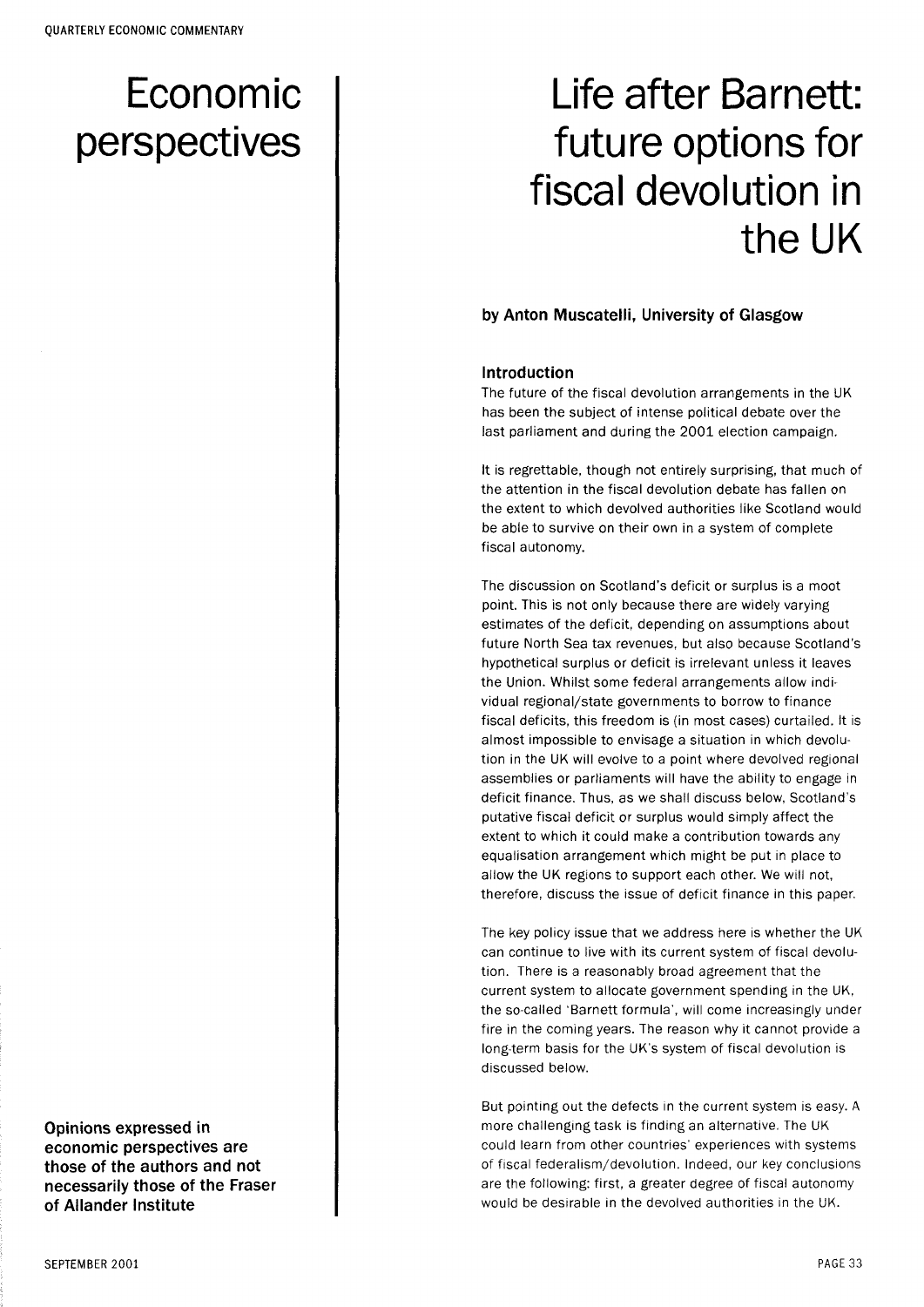# Economic perspectives

**Opinions expressed in economic perspectives are those of the authors and not necessarily those of the Fraser of Allander Institute**

# Life after Barnett: future options for fiscal devolution in the UK

**by Anton Muscatelli, University of Glasgow**

## Introduction

The future of the fiscal devolution arrangements in the UK has been the subject of intense political debate over the last parliament and during the 2001 election campaign.

It is regrettable, though not entirely surprising, that much of the attention in the fiscal devolution debate has fallen on the extent to which devolved authorities like Scotland would be able to survive on their own in a system of complete fiscal autonomy.

The discussion on Scotland's deficit or surplus is a moot point. This is not only because there are widely varying estimates of the deficit, depending on assumptions about future North Sea tax revenues, but also because Scotland's hypothetical surplus or deficit is irrelevant unless it leaves the Union. Whilst some federal arrangements allow individual regional/state governments to borrow to finance fiscal deficits, this freedom is (in most cases) curtailed. It is almost impossible to envisage a situation in which devolution in the UK will evolve to a point where devolved regional assemblies or parliaments will have the ability to engage in deficit finance. Thus, as we shall discuss below, Scotland's putative fiscal deficit or surplus would simply affect the extent to which it could make a contribution towards any equalisation arrangement which might be put in place to allow the UK regions to support each other. We will not, therefore, discuss the issue of deficit finance in this paper.

The key policy issue that we address here is whether the UK can continue to live with its current system of fiscal devolution. There is a reasonably broad agreement that the current system to allocate government spending in the UK, the so-called 'Barnett formula', will come increasingly under fire in the coming years. The reason why it cannot provide a long-term basis for the UK's system of fiscal devolution is discussed below.

But pointing out the defects in the current system is easy. A more challenging task is finding an alternative. The UK could learn from other countries' experiences with systems of fiscal federalism/devolution. Indeed, our key conclusions are the following: first, a greater degree of fiscal autonomy would be desirable in the devolved authorities in the UK.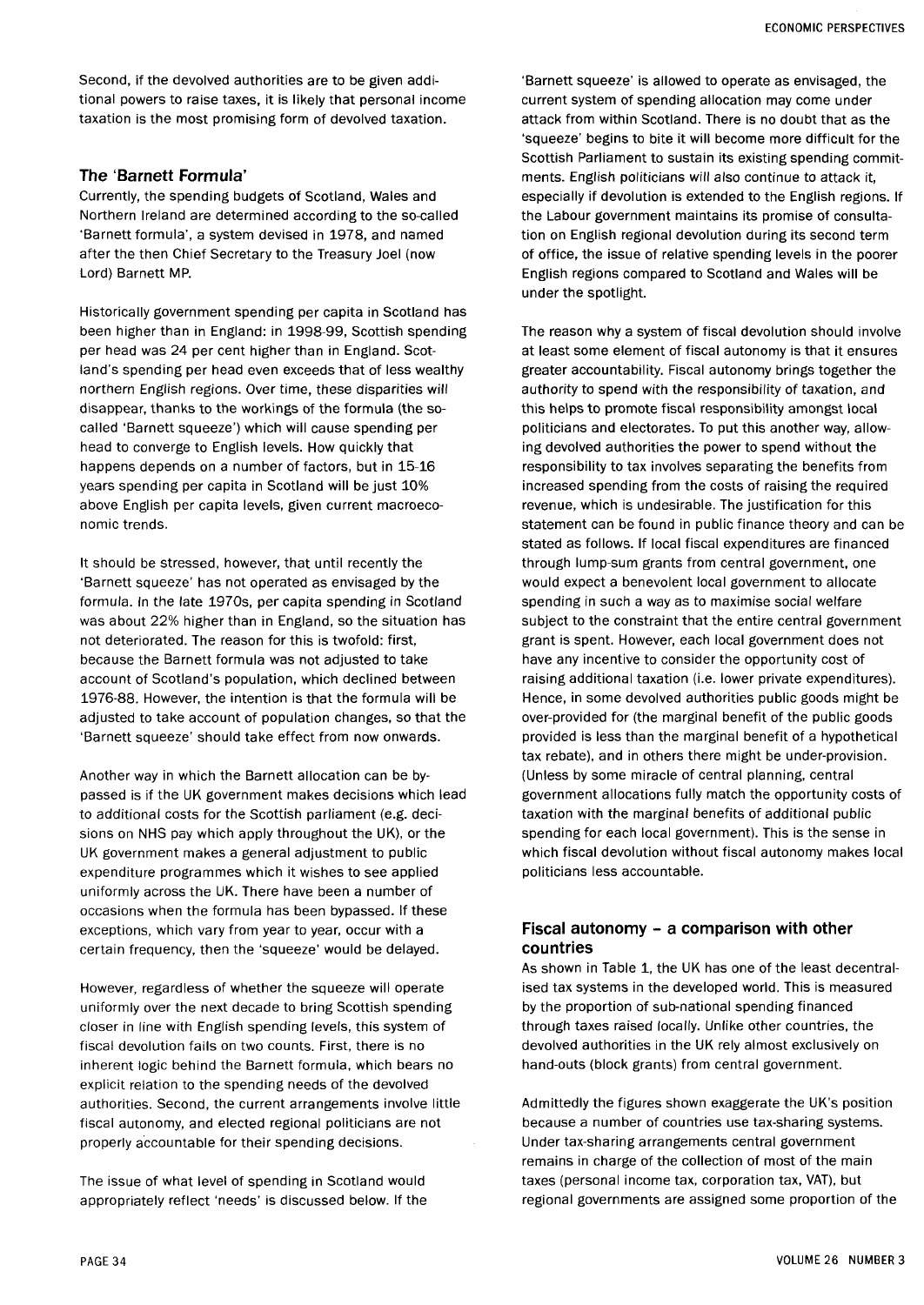Second, if the devolved authorities are to be given additional powers to raise taxes, it is likely that personal income taxation is the most promising form of devolved taxation.

## The 'Barnett Formula'

Currently, the spending budgets of Scotland, Wales and Northern Ireland are determined according to the so-called 'Barnett formula', a system devised in 1978, and named after the then Chief Secretary to the Treasury Joel (now Lord) Barnett MP.

Historically government spending per capita in Scotland has been higher than in England: in 1998-99, Scottish spending per head was 24 per cent higher than in England. Scotland's spending per head even exceeds that of less wealthy northern English regions. Over time, these disparities will disappear, thanks to the workings of the formula (the so-called 'Barnett squeeze') which will cause spending per head to converge to English levels. How quickly that happens depends on a number of factors, but in 15-16 years spending per capita in Scotland will be just 10% above English per capita levels, given current macroeconomic trends.

It should be stressed, however, that until recently the 'Barnett squeeze' has not operated as envisaged by the formula. In the late 1970s, per capita spending in Scotland was about 22% higher than in England, so the situation has not deteriorated. The reason for this is twofold: first, because the Barnett formula was not adjusted to take account of Scotland's population, which declined between 1976-88. However, the intention is that the formula will be adjusted to take account of population changes, so that the 'Barnett squeeze' should take effect from now onwards.

Another way in which the Barnett allocation can be bypassed is if the UK government makes decisions which lead to additional costs for the Scottish parliament (e.g. decisions on NHS pay which apply throughout the UK), or the UK government makes a general adjustment to public expenditure programmes which it wishes to see applied uniformly across the UK. There have been a number of occasions when the formula has been bypassed. If these exceptions, which vary from year to year, occur with a certain frequency, then the 'squeeze' would be delayed.

However, regardless of whether the squeeze will operate uniformly over the next decade to bring Scottish spending closer in line with English spending levels, this system of fiscal devolution fails on two counts. First, there is no inherent logic behind the Barnett formula, which bears no explicit relation to the spending needs of the devolved authorities. Second, the current arrangements involve little fiscal autonomy, and elected regional politicians are not properly accountable for their spending decisions.

The issue of what level of spending in Scotland would appropriately reflect 'needs' is discussed below. If the 'Barnett squeeze' is allowed to operate as envisaged, the current system of spending allocation may come under attack from within Scotland. There is no doubt that as the 'squeeze' begins to bite it will become more difficult for the Scottish Parliament to sustain its existing spending commitments. English politicians will also continue to attack it, especially if devolution is extended to the English regions. If the Labour government maintains its promise of consultation on English regional devolution during its second term of office, the issue of relative spending levels in the poorer English regions compared to Scotland and Wales will be under the spotlight.

The reason why a system of fiscal devolution should involve at least some element of fiscal autonomy is that it ensures greater accountability. Fiscal autonomy brings together the authority to spend with the responsibility of taxation, and this helps to promote fiscal responsibility amongst local politicians and electorates. To put this another way, allowing devolved authorities the power to spend without the responsibility to tax involves separating the benefits from increased spending from the costs of raising the required revenue, which is undesirable. The justification for this statement can be found in public finance theory and can be stated as follows. If local fiscal expenditures are financed through lump-sum grants from central government, one would expect a benevolent local government to allocate spending in such a way as to maximise social welfare subject to the constraint that the entire central government grant is spent. However, each local government does not have any incentive to consider the opportunity cost of raising additional taxation (i.e. lower private expenditures). Hence, in some devolved authorities public goods might be over-provided for (the marginal benefit of the public goods provided is less than the marginal benefit of a hypothetical tax rebate), and in others there might be under-provision. (Unless by some miracle of central planning, central government allocations fully match the opportunity costs of taxation with the marginal benefits of additional public spending for each local government). This is the sense in which fiscal devolution without fiscal autonomy makes local politicians less accountable.

## Fiscal autonomy – a comparison with other countries

As shown in Table 1, the UK has one of the least decentralised tax systems in the developed world. This is measured by the proportion of sub-national spending financed through taxes raised locally. Unlike other countries, the devolved authorities in the UK rely almost exclusively on hand-outs (block grants) from central government.

Admittedly the figures shown exaggerate the UK's position because a number of countries use tax-sharing systems. Under tax-sharing arrangements central government remains in charge of the collection of most of the main taxes (personal income tax, corporation tax, VAT), but regional governments are assigned some proportion of the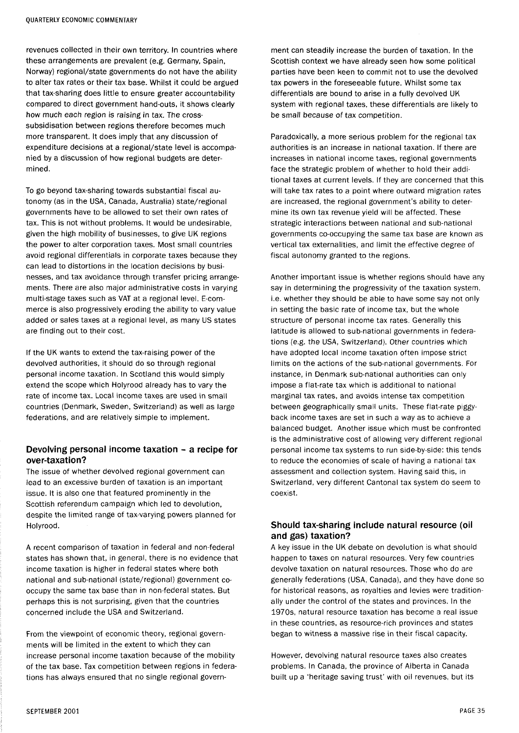revenues collected in their own territory. In countries where these arrangements are prevalent (e.g. Germany, Spain, Norway) regional/state governments do not have the ability to alter tax rates or their tax base. Whilst it could be argued that tax-sharing does little to ensure greater accountability compared to direct government hand-outs, it shows clearly how much each region is raising in tax. The cross-subsidisation between regions therefore becomes much more transparent. It does imply that any discussion of expenditure decisions at a regional/state level is accompanied by a discussion of how regional budgets are determined.

To go beyond tax-sharing towards substantial fiscal autonomy (as in the USA, Canada, Australia) state/regional governments have to be allowed to set their own rates of tax. This is not without problems. It would be undesirable, given the high mobility of businesses, to give UK regions the power to alter corporation taxes. Most small countries avoid regional differentials in corporate taxes because they can lead to distortions in the location decisions by businesses, and tax avoidance through transfer pricing arrangements. There are also major administrative costs in varying multi-stage taxes such as VAT at a regional level. E-commerce is also progressively eroding the ability to vary value added or sales taxes at a regional level, as many US states are finding out to their cost.

If the UK wants to extend the tax-raising power of the devolved authorities, it should do so through regional personal income taxation. In Scotland this would simply extend the scope which Holyrood already has to vary the rate of income tax. Local income taxes are used in small countries (Denmark, Sweden, Switzerland) as well as large federations, and are relatively simple to implement.

### Devolving personal income taxation – a recipe for over-taxation?

The issue of whether devolved regional government can lead to an excessive burden of taxation is an important issue. It is also one that featured prominently in the Scottish referendum campaign which led to devolution, despite the limited range of tax-varying powers planned for Holyrood.

A recent comparison of taxation in federal and non-federal states has shown that, in general, there is no evidence that income taxation is higher in federal states where both national and sub-national (state/regional) government co-occupy the same tax base than in non-federal states. But perhaps this is not surprising, given that the countries concerned include the USA and Switzerland.

From the viewpoint of economic theory, regional governments will be limited in the extent to which they can increase personal income taxation because of the mobility of the tax base. Tax competition between regions in federations has always ensured that no single regional government can steadily increase the burden of taxation. In the Scottish context we have already seen how some political parties have been keen to commit not to use the devolved tax powers in the foreseeable future. Whilst some tax differentials are bound to arise in a fully devolved UK system with regional taxes, these differentials are likely to be small because of tax competition.

Paradoxically, a more serious problem for the regional tax authorities is an increase in national taxation. If there are increases in national income taxes, regional governments face the strategic problem of whether to hold their additional taxes at current levels. If they are concerned that this will take tax rates to a point where outward migration rates are increased, the regional government's ability to determine its own tax revenue yield will be affected. These strategic interactions between national and sub-national governments co-occupying the same tax base are known as vertical tax externalities, and limit the effective degree of fiscal autonomy granted to the regions.

Another important issue is whether regions should have any say in determining the progressivity of the taxation system, i.e. whether they should be able to have some say not only in setting the basic rate of income tax, but the whole structure of personal income tax rates. Generally this latitude is allowed to sub-national governments in federations (e.g. the USA, Switzerland). Other countries which have adopted local income taxation often impose strict limits on the actions of the sub-national governments. For instance, in Denmark sub-national authorities can only impose a flat-rate tax which is additional to national marginal tax rates, and avoids intense tax competition between geographically small units. These flat-rate piggy-back income taxes are set in such a way as to achieve a balanced budget. Another issue which must be confronted is the administrative cost of allowing very different regional personal income tax systems to run side-by-side: this tends to reduce the economies of scale of having a national tax assessment and collection system. Having said this, in Switzerland, very different Cantonal tax system do seem to coexist.

### Should tax-sharing include natural resource (oil and gas) taxation?

A key issue in the UK debate on devolution is what should happen to taxes on natural resources. Very few countries devolve taxation on natural resources. Those who do are generally federations (USA, Canada), and they have done so for historical reasons, as royalties and levies were traditionally under the control of the states and provinces. In the 1970s, natural resource taxation has become a real issue in these countries, as resource-rich provinces and states began to witness a massive rise in their fiscal capacity.

However, devolving natural resource taxes also creates problems. In Canada, the province of Alberta in Canada built up a 'heritage saving trust' with oil revenues, but its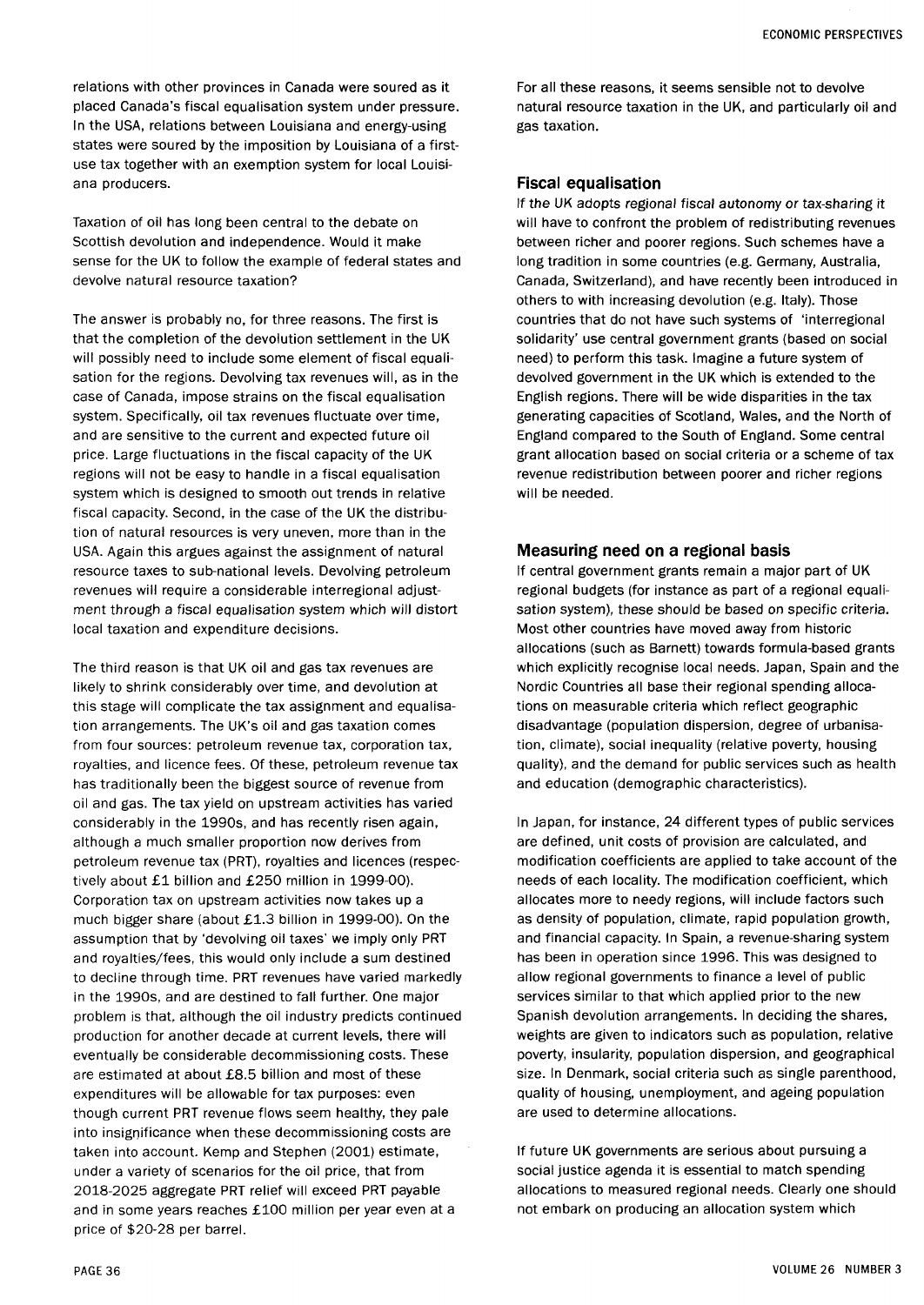relations with other provinces in Canada were soured as it placed Canada's fiscal equalisation system under pressure. In the USA, relations between Louisiana and energy-using states were soured by the imposition by Louisiana of a first-use tax together with an exemption system for local Louisiana producers.

Taxation of oil has long been central to the debate on Scottish devolution and independence. Would it make sense for the UK to follow the example of federal states and devolve natural resource taxation?

The answer is probably no, for three reasons. The first is that the completion of the devolution settlement in the UK will possibly need to include some element of fiscal equalisation for the regions. Devolving tax revenues will, as in the case of Canada, impose strains on the fiscal equalisation system. Specifically, oil tax revenues fluctuate over time, and are sensitive to the current and expected future oil price. Large fluctuations in the fiscal capacity of the UK regions will not be easy to handle in a fiscal equalisation system which is designed to smooth out trends in relative fiscal capacity. Second, in the case of the UK the distribution of natural resources is very uneven, more than in the USA. Again this argues against the assignment of natural resource taxes to sub-national levels. Devolving petroleum revenues will require a considerable interregional adjustment through a fiscal equalisation system which will distort local taxation and expenditure decisions.

The third reason is that UK oil and gas tax revenues are likely to shrink considerably over time, and devolution at this stage will complicate the tax assignment and equalisation arrangements. The UK's oil and gas taxation comes from four sources: petroleum revenue tax, corporation tax, royalties, and licence fees. Of these, petroleum revenue tax has traditionally been the biggest source of revenue from oil and gas. The tax yield on upstream activities has varied considerably in the 1990s, and has recently risen again, although a much smaller proportion now derives from petroleum revenue tax (PRT), royalties and licences (respectively about £1 billion and £250 million in 1999-00). Corporation tax on upstream activities now takes up a much bigger share (about £1.3 billion in 1999-00). On the assumption that by 'devolving oil taxes' we imply only PRT and royalties/fees, this would only include a sum destined to decline through time. PRT revenues have varied markedly in the 1990s, and are destined to fall further. One major problem is that, although the oil industry predicts continued production for another decade at current levels, there will eventually be considerable decommissioning costs. These are estimated at about £8.5 billion and most of these expenditures will be allowable for tax purposes: even though current PRT revenue flows seem healthy, they pale into insignificance when these decommissioning costs are taken into account. Kemp and Stephen (2001) estimate, under a variety of scenarios for the oil price, that from 2018-2025 aggregate PRT relief will exceed PRT payable and in some years reaches £100 million per year even at a price of $20-28 per barrel.

For all these reasons, it seems sensible not to devolve natural resource taxation in the UK, and particularly oil and gas taxation.

## Fiscal equalisation

If the UK adopts *regional fiscal autonomy* or *tax-sharing* it will have to confront the problem of redistributing revenues between richer and poorer regions. Such schemes have a long tradition in some countries (e.g. Germany, Australia, Canada, Switzerland), and have recently been introduced in others to with increasing devolution (e.g. Italy). Those countries that do not have such systems of 'interregional solidarity' use central government grants (based on social need) to perform this task. Imagine a future system of devolved government in the UK which is extended to the English regions. There will be wide disparities in the tax generating capacities of Scotland, Wales, and the North of England compared to the South of England. Some central grant allocation based on social criteria or a scheme of tax revenue redistribution between poorer and richer regions will be needed.

## Measuring need on a regional basis

If central government grants remain a major part of UK regional budgets (for instance as part of a regional equalisation system), these should be based on specific criteria. Most other countries have moved away from historic allocations (such as Barnett) towards formula-based grants which explicitly recognise local needs. Japan, Spain and the Nordic Countries all base their regional spending allocations on measurable criteria which reflect geographic disadvantage (population dispersion, degree of urbanisation, climate), social inequality (relative poverty, housing quality), and the demand for public services such as health and education (demographic characteristics).

In Japan, for instance, 24 different types of public services are defined, unit costs of provision are calculated, and modification coefficients are applied to take account of the needs of each locality. The modification coefficient, which allocates more to needy regions, will include factors such as density of population, climate, rapid population growth, and financial capacity. In Spain, a revenue-sharing system has been in operation since 1996. This was designed to allow regional governments to finance a level of public services similar to that which applied prior to the new Spanish devolution arrangements. In deciding the shares, weights are given to indicators such as population, relative poverty, insularity, population dispersion, and geographical size. In Denmark, social criteria such as single parenthood, quality of housing, unemployment, and ageing population are used to determine allocations.

If future UK governments are serious about pursuing a social justice agenda it is essential to match spending allocations to measured regional needs. Clearly one should not embark on producing an allocation system which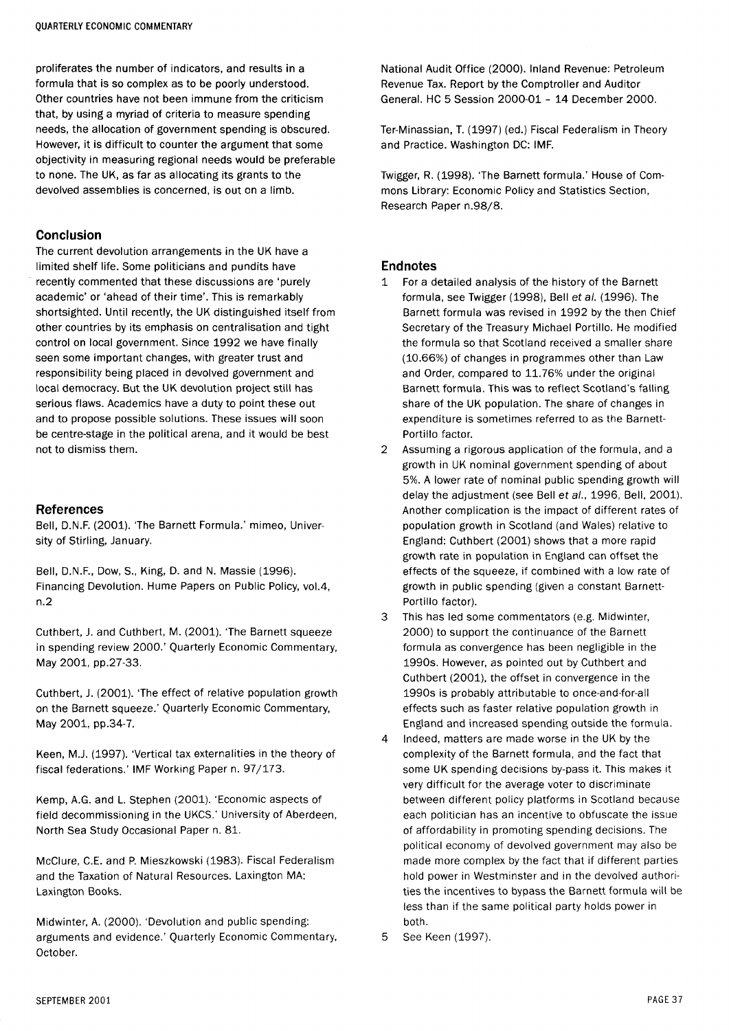proliferates the number of indicators, and results in a formula that is so complex as to be poorly understood. Other countries have not been immune from the criticism that, by using a myriad of criteria to measure spending needs, the allocation of government spending is obscured. However, it is difficult to counter the argument that some objectivity in measuring regional needs would be preferable to none. The UK, as far as allocating its grants to the devolved assemblies is concerned, is out on a limb.

## Conclusion

The current devolution arrangements in the UK have a limited shelf life. Some politicians and pundits have recently commented that these discussions are 'purely academic' or 'ahead of their time'. This is remarkably shortsighted. Until recently, the UK distinguished itself from other countries by its emphasis on centralisation and tight control on local government. Since 1992 we have finally seen some important changes, with greater trust and responsibility being placed in devolved government and local democracy. But the UK devolution project still has serious flaws. Academics have a duty to point these out and to propose possible solutions. These issues will soon be centre-stage in the political arena, and it would be best not to dismiss them.

## References

Bell, D.N.F. (2001). 'The Barnett Formula.' mimeo, University of Stirling, January.

Bell, D.N.F., Dow, S., King, D. and N. Massie (1996). Financing Devolution. Hume Papers on Public Policy, vol.4, n.2

Cuthbert, J. and Cuthbert, M. (2001). 'The Barnett squeeze in spending review 2000.' Quarterly Economic Commentary, May 2001, pp.27-33.

Cuthbert, J. (2001). 'The effect of relative population growth on the Barnett squeeze.' Quarterly Economic Commentary, May 2001, pp.34-7.

Keen, M.J. (1997). 'Vertical tax externalities in the theory of fiscal federations.' IMF Working Paper n. 97/173.

Kemp, A.G. and L. Stephen (2001). 'Economic aspects of field decommissioning in the UKCS.' University of Aberdeen, North Sea Study Occasional Paper n. 81.

McClure, C.E. and P. Mieszkowski (1983). Fiscal Federalism and the Taxation of Natural Resources. Laxington MA: Laxington Books.

Midwinter, A. (2000). 'Devolution and public spending: arguments and evidence.' Quarterly Economic Commentary, October.

National Audit Office (2000). Inland Revenue: Petroleum Revenue Tax. Report by the Comptroller and Auditor General. HC 5 Session 2000-01 – 14 December 2000.

Ter-Minassian, T. (1997) (ed.) Fiscal Federalism in Theory and Practice. Washington DC: IMF.

Twigger, R. (1998). 'The Barnett formula.' House of Commons Library: Economic Policy and Statistics Section, Research Paper n.98/8.

## Endnotes

1. For a detailed analysis of the history of the Barnett formula, see Twigger (1998), Bell *et al.* (1996). The Barnett formula was revised in 1992 by the then Chief Secretary of the Treasury Michael Portillo. He modified the formula so that Scotland received a smaller share (10.66%) of changes in programmes other than Law and Order, compared to 11.76% under the original Barnett formula. This was to reflect Scotland's falling share of the UK population. The share of changes in expenditure is sometimes referred to as the Barnett-Portillo factor.
2. Assuming a rigorous application of the formula, and a growth in UK nominal government spending of about 5%. A lower rate of nominal public spending growth will delay the adjustment (see Bell *et al.*, 1996, Bell, 2001). Another complication is the impact of different rates of population growth in Scotland (and Wales) relative to England: Cuthbert (2001) shows that a more rapid growth rate in population in England can offset the effects of the squeeze, if combined with a low rate of growth in public spending (given a constant Barnett-Portillo factor).
3. This has led some commentators (e.g. Midwinter, 2000) to support the continuance of the Barnett formula as convergence has been negligible in the 1990s. However, as pointed out by Cuthbert and Cuthbert (2001), the offset in convergence in the 1990s is probably attributable to once-and-for-all effects such as faster relative population growth in England and increased spending outside the formula.
4. Indeed, matters are made worse in the UK by the complexity of the Barnett formula, and the fact that some UK spending decisions by-pass it. This makes it very difficult for the average voter to discriminate between different policy platforms in Scotland because each politician has an incentive to obfuscate the issue of affordability in promoting spending decisions. The political economy of devolved government may also be made more complex by the fact that if different parties hold power in Westminster and in the devolved authorities the incentives to bypass the Barnett formula will be less than if the same political party holds power in both.
5. See Keen (1997).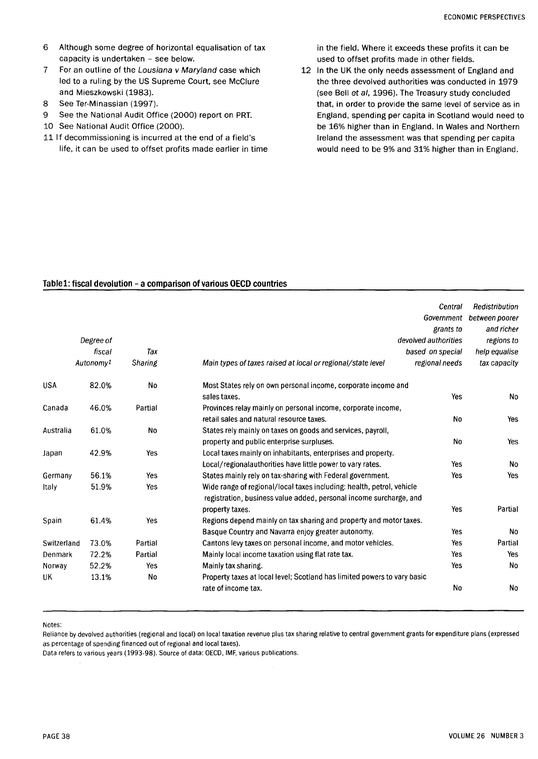6 Although some degree of horizontal equalisation of tax capacity is undertaken – see below.

7 For an outline of the *Lousiana v Maryland* case which led to a ruling by the US Supreme Court, see McClure and Mieszkowski (1983).

8 See Ter-Minassian (1997).

9 See the National Audit Office (2000) report on PRT.

10 See National Audit Office (2000).

11 If decommissioning is incurred at the end of a field's life, it can be used to offset profits made earlier in time in the field. Where it exceeds these profits it can be used to offset profits made in other fields.

12 In the UK the only needs assessment of England and the three devolved authorities was conducted in 1979 (see Bell *et al*, 1996). The Treasury study concluded that, in order to provide the same level of service as in England, spending per capita in Scotland would need to be 16% higher than in England. In Wales and Northern Ireland the assessment was that spending per capita would need to be 9% and 31% higher than in England.

**Table1: fiscal devolution – a comparison of various OECD countries**

| | *Degree of fiscal Autonomy*[1] | *Tax Sharing* | *Main types of taxes raised at local or regional/state level* | *Central Government grants to devolved authorities based on special regional needs* | *Redistribution between poorer and richer regions to help equalise tax capacity* |
|---|---|---|---|---|---|
| USA | 82.0% | No | Most States rely on own personal income, corporate income and sales taxes. | Yes | No |
| Canada | 46.0% | Partial | Provinces relay mainly on personal income, corporate income, retail sales and natural resource taxes. | No | Yes |
| Australia | 61.0% | No | States rely mainly on taxes on goods and services, payroll, property and public enterprise surpluses. | No | Yes |
| Japan | 42.9% | Yes | Local taxes mainly on inhabitants, enterprises and property. Local/regionalauthorities have little power to vary rates. | Yes | No |
| Germany | 56.1% | Yes | States mainly rely on tax-sharing with Federal government. | Yes | Yes |
| Italy | 51.9% | Yes | Wide range of regional/local taxes including: health, petrol, vehicle registration, business value added, personal income surcharge, and property taxes. | Yes | Partial |
| Spain | 61.4% | Yes | Regions depend mainly on tax sharing and property and motor taxes. Basque Country and Navarra enjoy greater autonomy. | Yes | No |
| Switzerland | 73.0% | Partial | Cantons levy taxes on personal income, and motor vehicles. | Yes | Partial |
| Denmark | 72.2% | Partial | Mainly local income taxation using flat rate tax. | Yes | Yes |
| Norway | 52.2% | Yes | Mainly tax sharing. | Yes | No |
| UK | 13.1% | No | Property taxes at local level; Scotland has limited powers to vary basic rate of income tax. | No | No |

Notes:

Reliance by devolved authorities (regional and local) on local taxation revenue plus tax sharing relative to central government grants for expenditure plans (expressed as percentage of spending financed out of regional and local taxes).

Data refers to various years (1993-98). Source of data: OECD, IMF, various publications.